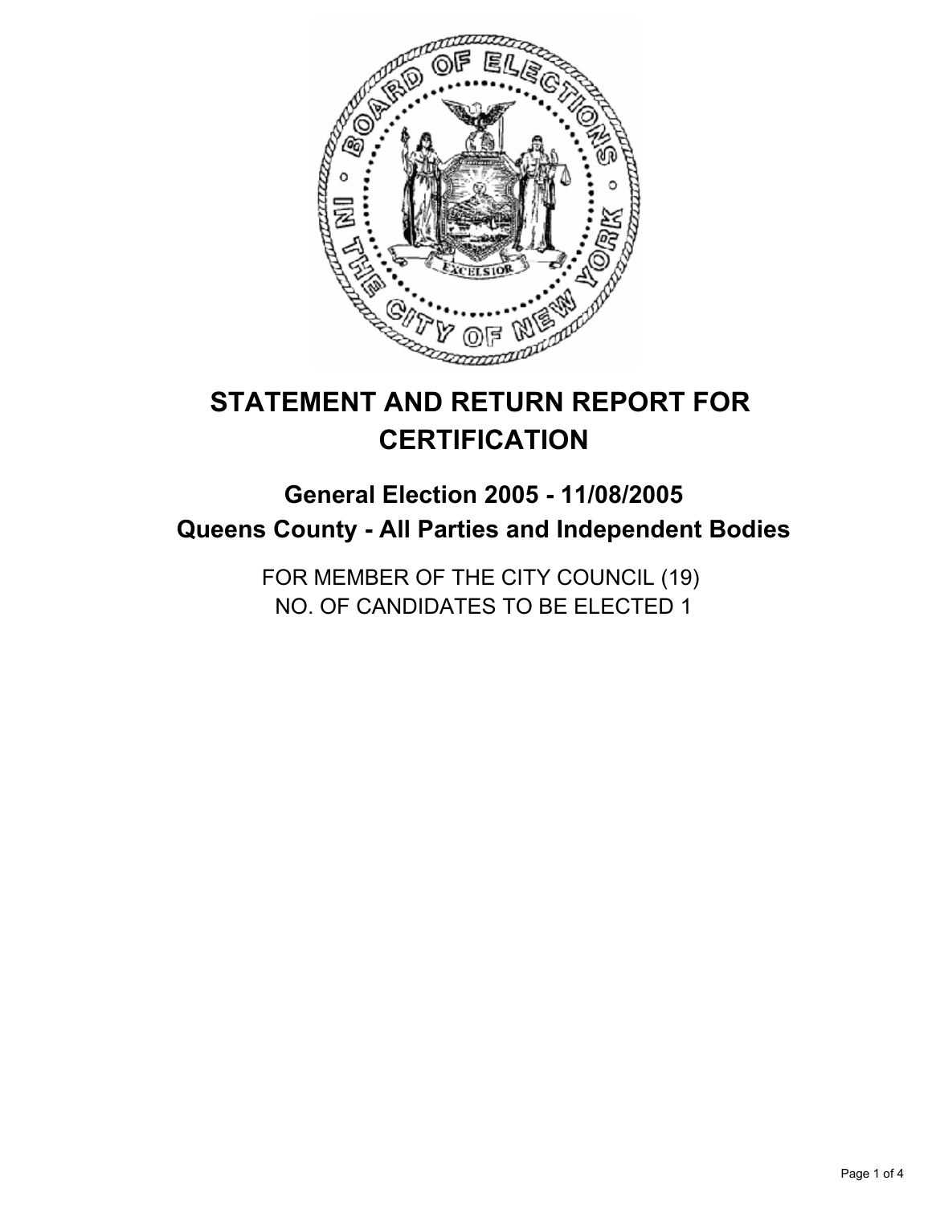# STATEMENT AND RETURN REPORT FOR CERTIFICATION

## General Election 2005 - 11/08/2005
## Queens County - All Parties and Independent Bodies

FOR MEMBER OF THE CITY COUNCIL (19)
NO. OF CANDIDATES TO BE ELECTED 1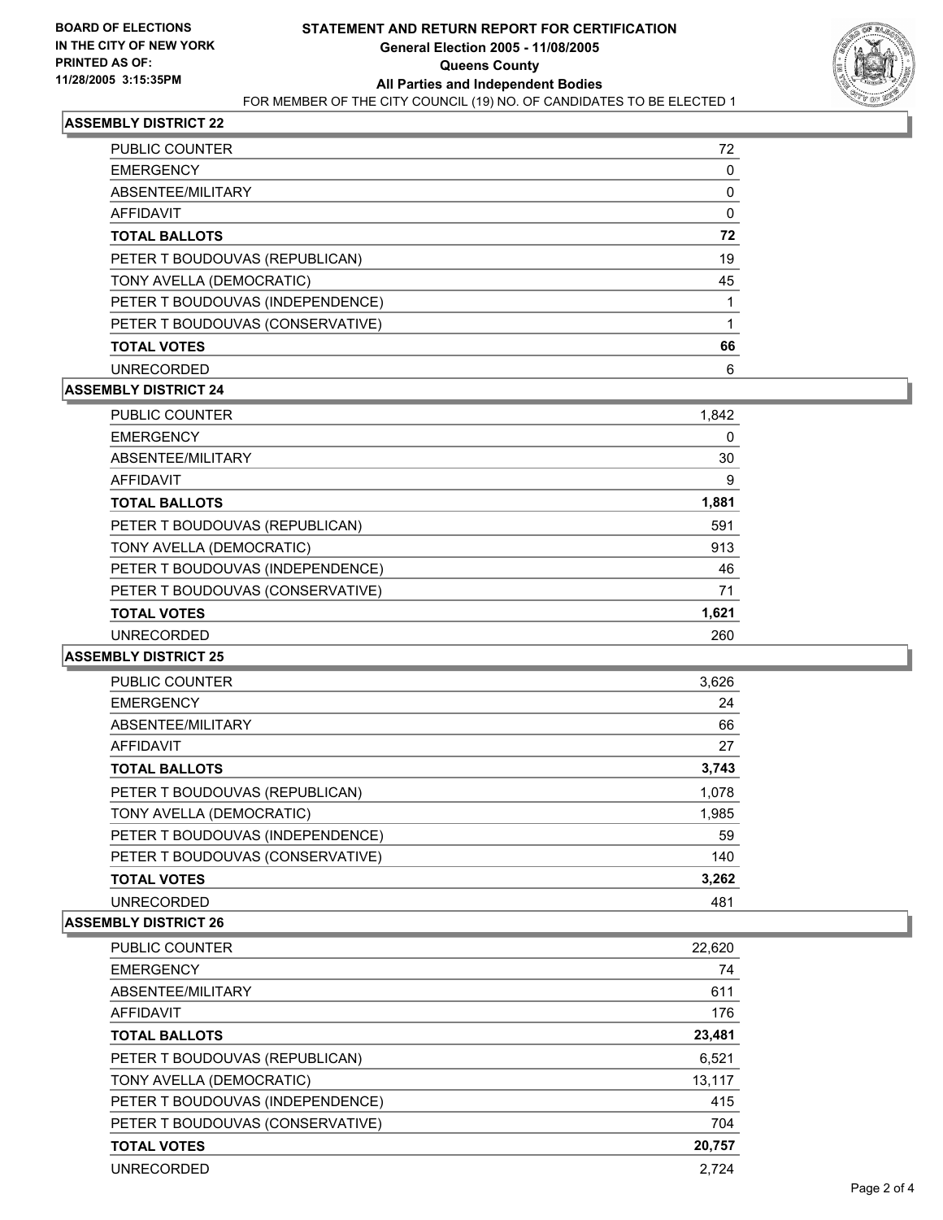**BOARD OF ELECTIONS IN THE CITY OF NEW YORK PRINTED AS OF: 11/28/2005 3:15:35PM**

# STATEMENT AND RETURN REPORT FOR CERTIFICATION
## General Election 2005 - 11/08/2005
## Queens County
## All Parties and Independent Bodies
FOR MEMBER OF THE CITY COUNCIL (19) NO. OF CANDIDATES TO BE ELECTED 1

### ASSEMBLY DISTRICT 22

| | |
|---|---|
| PUBLIC COUNTER | 72 |
| EMERGENCY | 0 |
| ABSENTEE/MILITARY | 0 |
| AFFIDAVIT | 0 |
| **TOTAL BALLOTS** | **72** |
| PETER T BOUDOUVAS (REPUBLICAN) | 19 |
| TONY AVELLA (DEMOCRATIC) | 45 |
| PETER T BOUDOUVAS (INDEPENDENCE) | 1 |
| PETER T BOUDOUVAS (CONSERVATIVE) | 1 |
| **TOTAL VOTES** | **66** |
| UNRECORDED | 6 |

### ASSEMBLY DISTRICT 24

| | |
|---|---|
| PUBLIC COUNTER | 1,842 |
| EMERGENCY | 0 |
| ABSENTEE/MILITARY | 30 |
| AFFIDAVIT | 9 |
| **TOTAL BALLOTS** | **1,881** |
| PETER T BOUDOUVAS (REPUBLICAN) | 591 |
| TONY AVELLA (DEMOCRATIC) | 913 |
| PETER T BOUDOUVAS (INDEPENDENCE) | 46 |
| PETER T BOUDOUVAS (CONSERVATIVE) | 71 |
| **TOTAL VOTES** | **1,621** |
| UNRECORDED | 260 |

### ASSEMBLY DISTRICT 25

| | |
|---|---|
| PUBLIC COUNTER | 3,626 |
| EMERGENCY | 24 |
| ABSENTEE/MILITARY | 66 |
| AFFIDAVIT | 27 |
| **TOTAL BALLOTS** | **3,743** |
| PETER T BOUDOUVAS (REPUBLICAN) | 1,078 |
| TONY AVELLA (DEMOCRATIC) | 1,985 |
| PETER T BOUDOUVAS (INDEPENDENCE) | 59 |
| PETER T BOUDOUVAS (CONSERVATIVE) | 140 |
| **TOTAL VOTES** | **3,262** |
| UNRECORDED | 481 |

### ASSEMBLY DISTRICT 26

| | |
|---|---|
| PUBLIC COUNTER | 22,620 |
| EMERGENCY | 74 |
| ABSENTEE/MILITARY | 611 |
| AFFIDAVIT | 176 |
| **TOTAL BALLOTS** | **23,481** |
| PETER T BOUDOUVAS (REPUBLICAN) | 6,521 |
| TONY AVELLA (DEMOCRATIC) | 13,117 |
| PETER T BOUDOUVAS (INDEPENDENCE) | 415 |
| PETER T BOUDOUVAS (CONSERVATIVE) | 704 |
| **TOTAL VOTES** | **20,757** |
| UNRECORDED | 2,724 |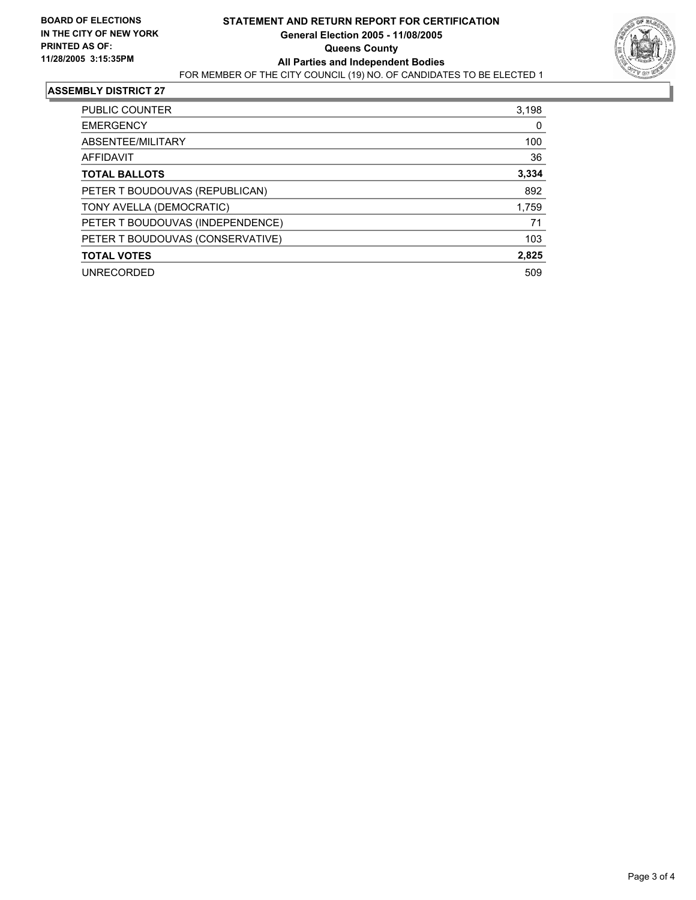**BOARD OF ELECTIONS IN THE CITY OF NEW YORK**
**PRINTED AS OF: 11/28/2005 3:15:35PM**

# STATEMENT AND RETURN REPORT FOR CERTIFICATION
## General Election 2005 - 11/08/2005
## Queens County
## All Parties and Independent Bodies

FOR MEMBER OF THE CITY COUNCIL (19) NO. OF CANDIDATES TO BE ELECTED 1

### ASSEMBLY DISTRICT 27

| | |
|---|---|
| PUBLIC COUNTER | 3,198 |
| EMERGENCY | 0 |
| ABSENTEE/MILITARY | 100 |
| AFFIDAVIT | 36 |
| **TOTAL BALLOTS** | **3,334** |
| PETER T BOUDOUVAS (REPUBLICAN) | 892 |
| TONY AVELLA (DEMOCRATIC) | 1,759 |
| PETER T BOUDOUVAS (INDEPENDENCE) | 71 |
| PETER T BOUDOUVAS (CONSERVATIVE) | 103 |
| **TOTAL VOTES** | **2,825** |
| UNRECORDED | 509 |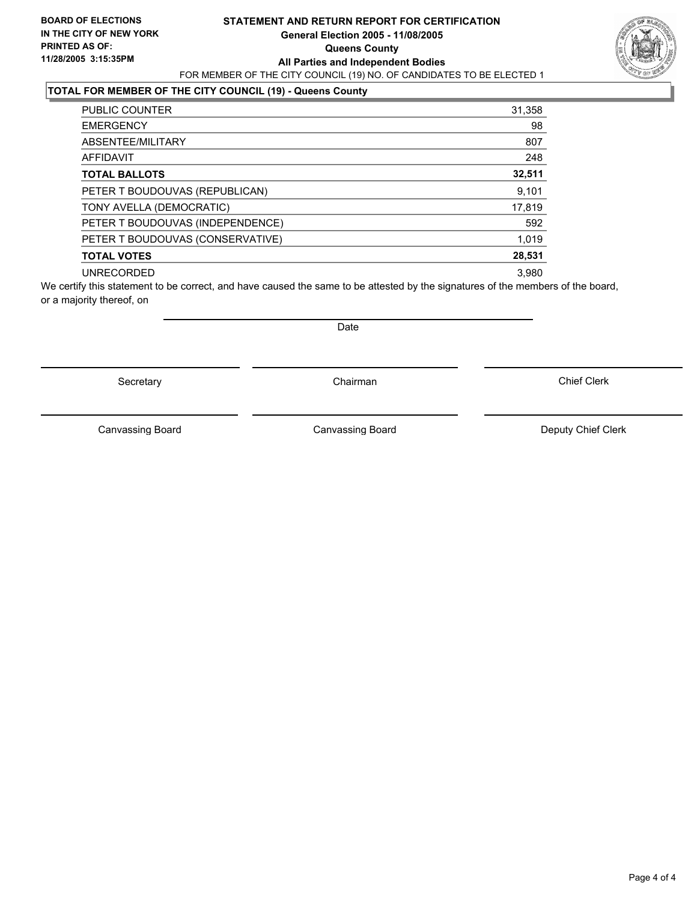**BOARD OF ELECTIONS IN THE CITY OF NEW YORK PRINTED AS OF: 11/28/2005 3:15:35PM**

# STATEMENT AND RETURN REPORT FOR CERTIFICATION

**General Election 2005 - 11/08/2005**

**Queens County**

**All Parties and Independent Bodies**

FOR MEMBER OF THE CITY COUNCIL (19) NO. OF CANDIDATES TO BE ELECTED 1

## TOTAL FOR MEMBER OF THE CITY COUNCIL (19) - Queens County

| | |
|---|---|
| PUBLIC COUNTER | 31,358 |
| EMERGENCY | 98 |
| ABSENTEE/MILITARY | 807 |
| AFFIDAVIT | 248 |
| **TOTAL BALLOTS** | **32,511** |
| PETER T BOUDOUVAS (REPUBLICAN) | 9,101 |
| TONY AVELLA (DEMOCRATIC) | 17,819 |
| PETER T BOUDOUVAS (INDEPENDENCE) | 592 |
| PETER T BOUDOUVAS (CONSERVATIVE) | 1,019 |
| **TOTAL VOTES** | **28,531** |
| UNRECORDED | 3,980 |

We certify this statement to be correct, and have caused the same to be attested by the signatures of the members of the board, or a majority thereof, on

Date

Secretary

Chairman

Chief Clerk

Canvassing Board

Canvassing Board

Deputy Chief Clerk